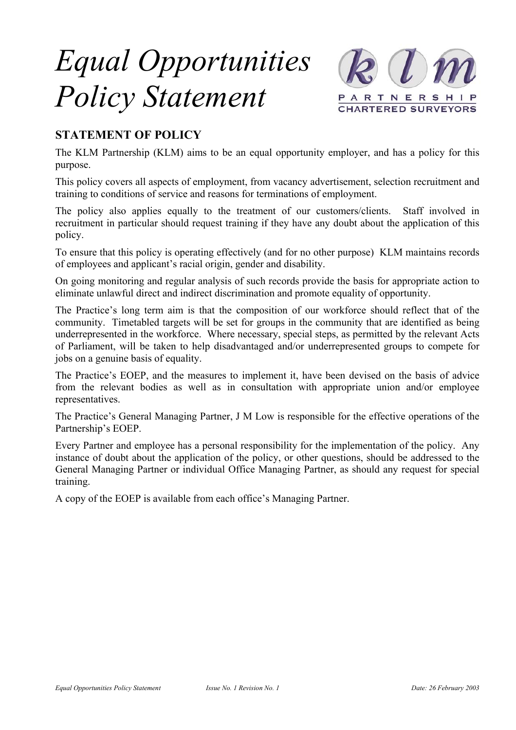# *Equal Opportunities Policy Statement*

klm PARTNERSHIP CHARTERED SURVEYORS

## STATEMENT OF POLICY

The KLM Partnership (KLM) aims to be an equal opportunity employer, and has a policy for this purpose.

This policy covers all aspects of employment, from vacancy advertisement, selection recruitment and training to conditions of service and reasons for terminations of employment.

The policy also applies equally to the treatment of our customers/clients. Staff involved in recruitment in particular should request training if they have any doubt about the application of this policy.

To ensure that this policy is operating effectively (and for no other purpose) KLM maintains records of employees and applicant's racial origin, gender and disability.

On going monitoring and regular analysis of such records provide the basis for appropriate action to eliminate unlawful direct and indirect discrimination and promote equality of opportunity.

The Practice's long term aim is that the composition of our workforce should reflect that of the community. Timetabled targets will be set for groups in the community that are identified as being underrepresented in the workforce. Where necessary, special steps, as permitted by the relevant Acts of Parliament, will be taken to help disadvantaged and/or underrepresented groups to compete for jobs on a genuine basis of equality.

The Practice's EOEP, and the measures to implement it, have been devised on the basis of advice from the relevant bodies as well as in consultation with appropriate union and/or employee representatives.

The Practice's General Managing Partner, J M Low is responsible for the effective operations of the Partnership's EOEP.

Every Partner and employee has a personal responsibility for the implementation of the policy. Any instance of doubt about the application of the policy, or other questions, should be addressed to the General Managing Partner or individual Office Managing Partner, as should any request for special training.

A copy of the EOEP is available from each office's Managing Partner.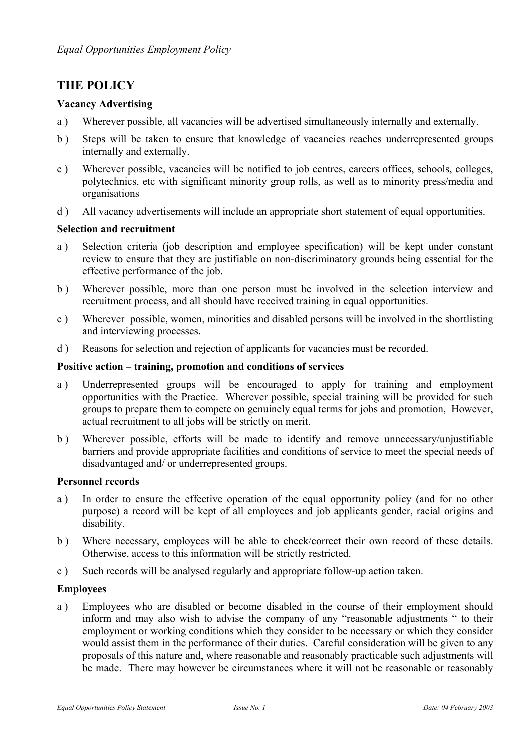## THE POLICY

### Vacancy Advertising

a ) Wherever possible, all vacancies will be advertised simultaneously internally and externally.

b ) Steps will be taken to ensure that knowledge of vacancies reaches underrepresented groups internally and externally.

c ) Wherever possible, vacancies will be notified to job centres, careers offices, schools, colleges, polytechnics, etc with significant minority group rolls, as well as to minority press/media and organisations

d ) All vacancy advertisements will include an appropriate short statement of equal opportunities.

### Selection and recruitment

a ) Selection criteria (job description and employee specification) will be kept under constant review to ensure that they are justifiable on non-discriminatory grounds being essential for the effective performance of the job.

b ) Wherever possible, more than one person must be involved in the selection interview and recruitment process, and all should have received training in equal opportunities.

c ) Wherever possible, women, minorities and disabled persons will be involved in the shortlisting and interviewing processes.

d ) Reasons for selection and rejection of applicants for vacancies must be recorded.

### Positive action – training, promotion and conditions of services

a ) Underrepresented groups will be encouraged to apply for training and employment opportunities with the Practice. Wherever possible, special training will be provided for such groups to prepare them to compete on genuinely equal terms for jobs and promotion, However, actual recruitment to all jobs will be strictly on merit.

b ) Wherever possible, efforts will be made to identify and remove unnecessary/unjustifiable barriers and provide appropriate facilities and conditions of service to meet the special needs of disadvantaged and/ or underrepresented groups.

### Personnel records

a ) In order to ensure the effective operation of the equal opportunity policy (and for no other purpose) a record will be kept of all employees and job applicants gender, racial origins and disability.

b ) Where necessary, employees will be able to check/correct their own record of these details. Otherwise, access to this information will be strictly restricted.

c ) Such records will be analysed regularly and appropriate follow-up action taken.

### Employees

a ) Employees who are disabled or become disabled in the course of their employment should inform and may also wish to advise the company of any "reasonable adjustments " to their employment or working conditions which they consider to be necessary or which they consider would assist them in the performance of their duties. Careful consideration will be given to any proposals of this nature and, where reasonable and reasonably practicable such adjustments will be made. There may however be circumstances where it will not be reasonable or reasonably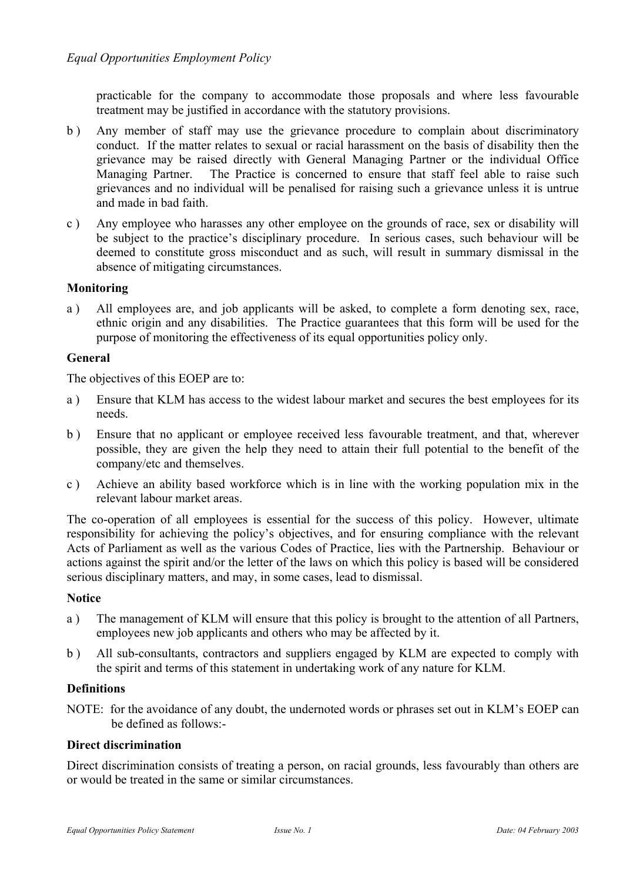practicable for the company to accommodate those proposals and where less favourable treatment may be justified in accordance with the statutory provisions.

b ) Any member of staff may use the grievance procedure to complain about discriminatory conduct. If the matter relates to sexual or racial harassment on the basis of disability then the grievance may be raised directly with General Managing Partner or the individual Office Managing Partner. The Practice is concerned to ensure that staff feel able to raise such grievances and no individual will be penalised for raising such a grievance unless it is untrue and made in bad faith.

c ) Any employee who harasses any other employee on the grounds of race, sex or disability will be subject to the practice's disciplinary procedure. In serious cases, such behaviour will be deemed to constitute gross misconduct and as such, will result in summary dismissal in the absence of mitigating circumstances.

**Monitoring**

a ) All employees are, and job applicants will be asked, to complete a form denoting sex, race, ethnic origin and any disabilities. The Practice guarantees that this form will be used for the purpose of monitoring the effectiveness of its equal opportunities policy only.

**General**

The objectives of this EOEP are to:

a ) Ensure that KLM has access to the widest labour market and secures the best employees for its needs.

b ) Ensure that no applicant or employee received less favourable treatment, and that, wherever possible, they are given the help they need to attain their full potential to the benefit of the company/etc and themselves.

c ) Achieve an ability based workforce which is in line with the working population mix in the relevant labour market areas.

The co-operation of all employees is essential for the success of this policy. However, ultimate responsibility for achieving the policy's objectives, and for ensuring compliance with the relevant Acts of Parliament as well as the various Codes of Practice, lies with the Partnership. Behaviour or actions against the spirit and/or the letter of the laws on which this policy is based will be considered serious disciplinary matters, and may, in some cases, lead to dismissal.

**Notice**

a ) The management of KLM will ensure that this policy is brought to the attention of all Partners, employees new job applicants and others who may be affected by it.

b ) All sub-consultants, contractors and suppliers engaged by KLM are expected to comply with the spirit and terms of this statement in undertaking work of any nature for KLM.

**Definitions**

NOTE: for the avoidance of any doubt, the undernoted words or phrases set out in KLM's EOEP can be defined as follows:-

**Direct discrimination**

Direct discrimination consists of treating a person, on racial grounds, less favourably than others are or would be treated in the same or similar circumstances.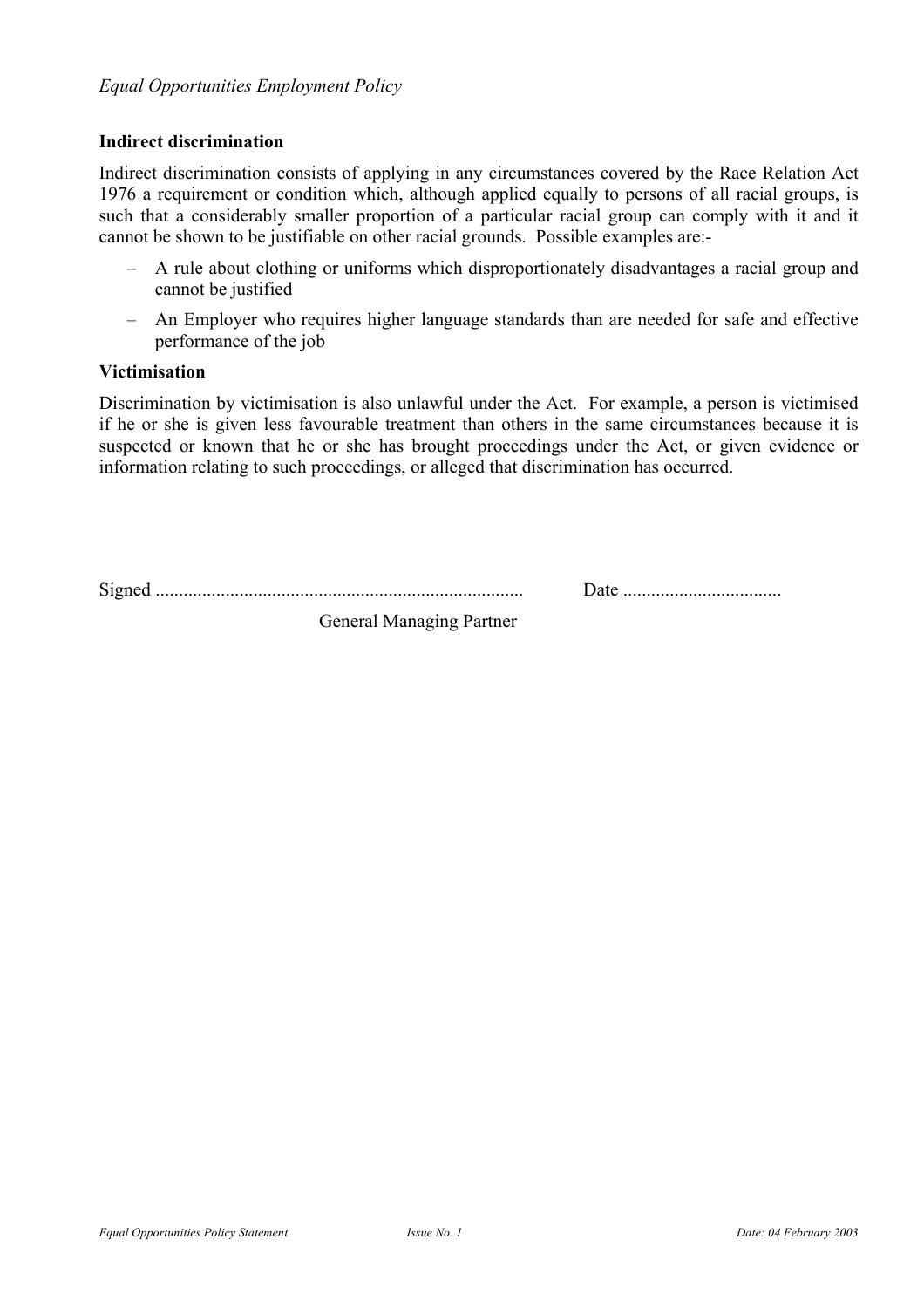### Indirect discrimination

Indirect discrimination consists of applying in any circumstances covered by the Race Relation Act 1976 a requirement or condition which, although applied equally to persons of all racial groups, is such that a considerably smaller proportion of a particular racial group can comply with it and it cannot be shown to be justifiable on other racial grounds. Possible examples are:-

- A rule about clothing or uniforms which disproportionately disadvantages a racial group and cannot be justified
- An Employer who requires higher language standards than are needed for safe and effective performance of the job

### Victimisation

Discrimination by victimisation is also unlawful under the Act. For example, a person is victimised if he or she is given less favourable treatment than others in the same circumstances because it is suspected or known that he or she has brought proceedings under the Act, or given evidence or information relating to such proceedings, or alleged that discrimination has occurred.

Signed .............................................................................. Date ..................................

General Managing Partner